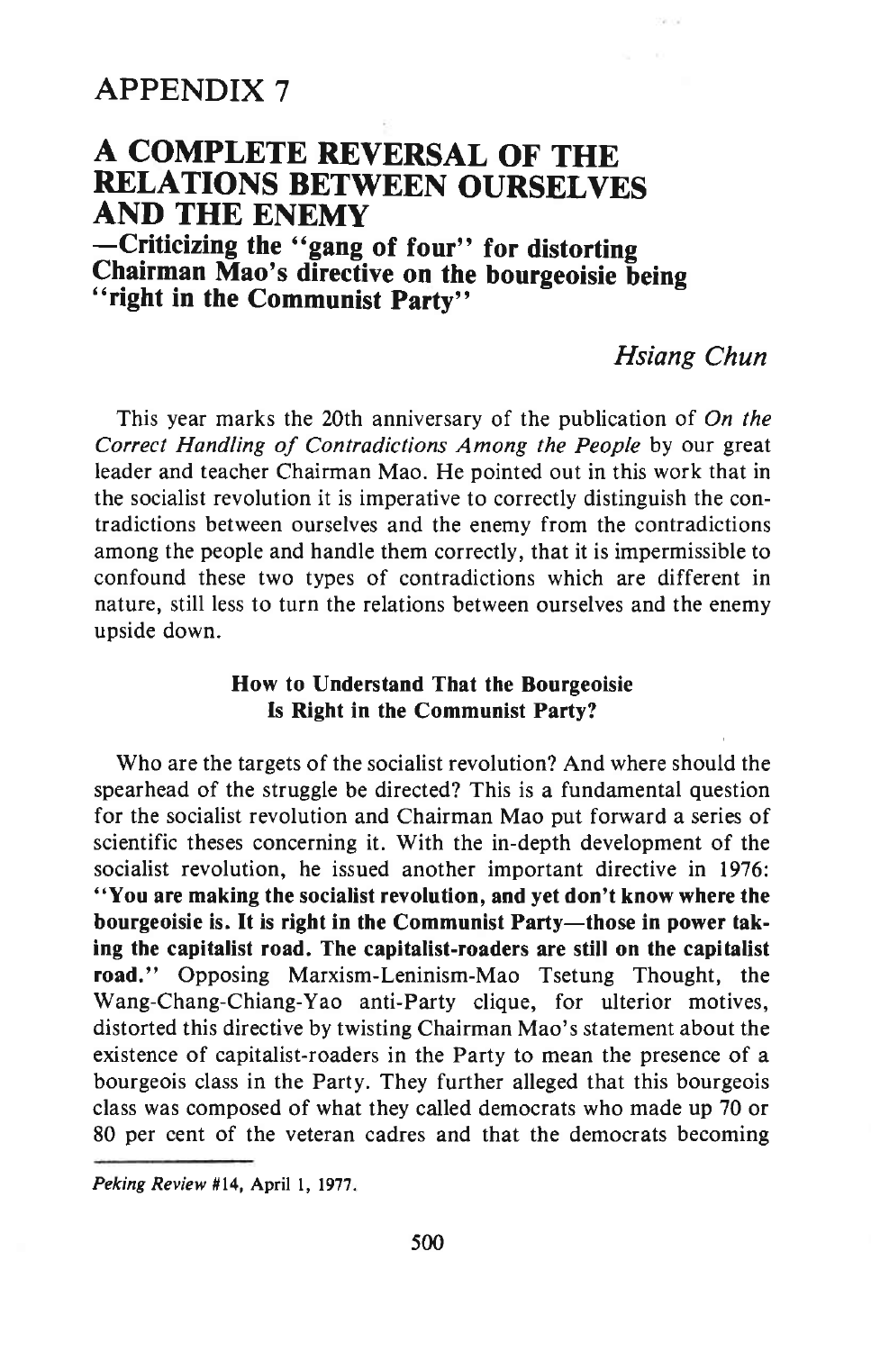# APPENDIX 7

## A COMPLETE REVERSAL OF THE RELATIONS BETWEEN OURSELVES AND THE ENEMY

### —Criticizing the "gang of four" for distorting Chairman Mao's directive on the bourgeoisie being "right in the Communist Party"

*Hsiang Chun*

This year marks the 20th anniversary of the publication of *On the Correct Handling of Contradictions Among the People* by our great leader and teacher Chairman Mao. He pointed out in this work that in the socialist revolution it is imperative to correctly distinguish the contradictions between ourselves and the enemy from the contradictions among the people and handle them correctly, that it is impermissible to confound these two types of contradictions which are different in nature, still less to turn the relations between ourselves and the enemy upside down.

#### How to Understand That the Bourgeoisie Is Right in the Communist Party?

Who are the targets of the socialist revolution? And where should the spearhead of the struggle be directed? This is a fundamental question for the socialist revolution and Chairman Mao put forward a series of scientific theses concerning it. With the in-depth development of the socialist revolution, he issued another important directive in 1976: **"You are making the socialist revolution, and yet don't know where the bourgeoisie is. It is right in the Communist Party—those in power taking the capitalist road. The capitalist-roaders are still on the capitalist road."** Opposing Marxism-Leninism-Mao Tsetung Thought, the Wang-Chang-Chiang-Yao anti-Party clique, for ulterior motives, distorted this directive by twisting Chairman Mao's statement about the existence of capitalist-roaders in the Party to mean the presence of a bourgeois class in the Party. They further alleged that this bourgeois class was composed of what they called democrats who made up 70 or 80 per cent of the veteran cadres and that the democrats becoming

---

*Peking Review* #14, April 1, 1977.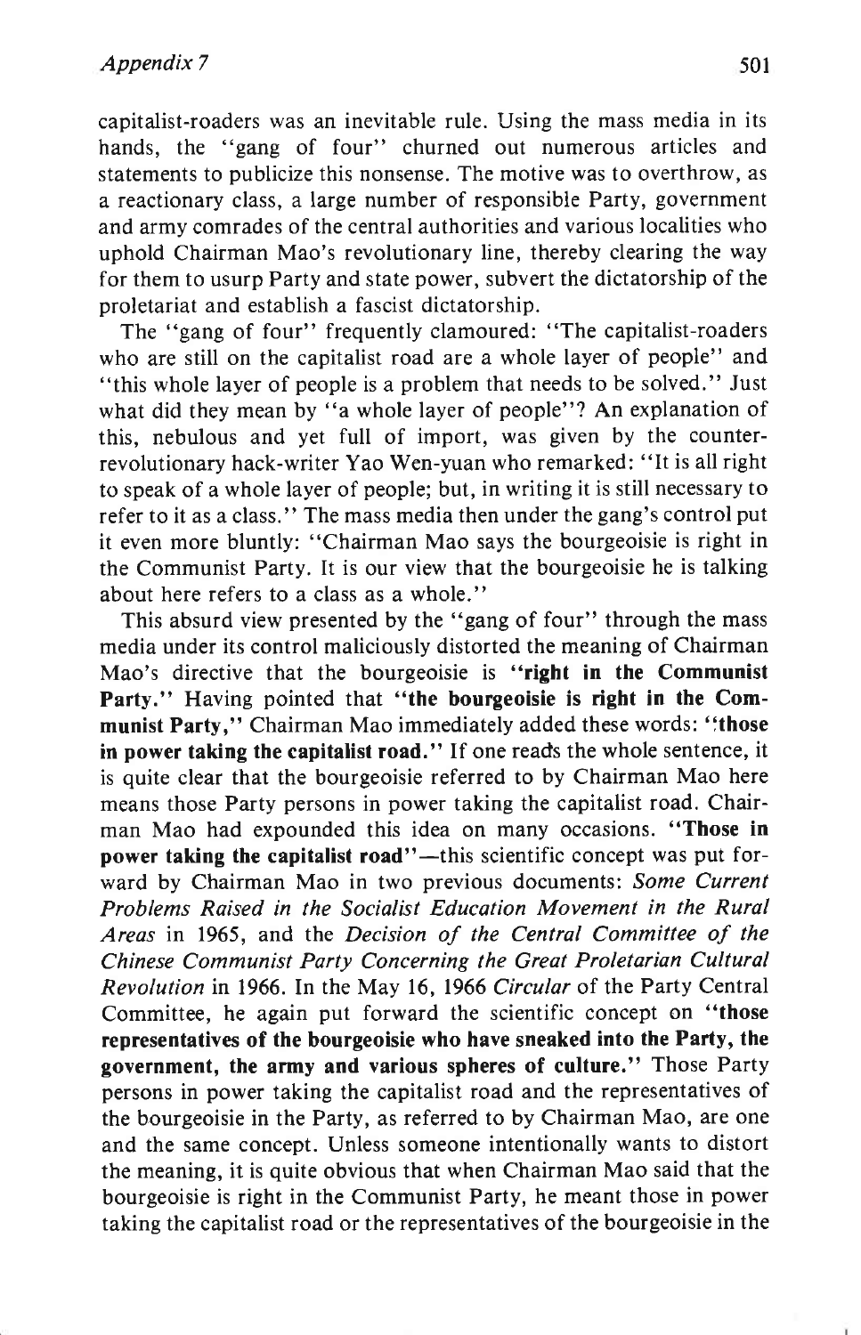capitalist-roaders was an inevitable rule. Using the mass media in its hands, the "gang of four" churned out numerous articles and statements to publicize this nonsense. The motive was to overthrow, as a reactionary class, a large number of responsible Party, government and army comrades of the central authorities and various localities who uphold Chairman Mao's revolutionary line, thereby clearing the way for them to usurp Party and state power, subvert the dictatorship of the proletariat and establish a fascist dictatorship.

The "gang of four" frequently clamoured: "The capitalist-roaders who are still on the capitalist road are a whole layer of people" and "this whole layer of people is a problem that needs to be solved." Just what did they mean by "a whole layer of people"? An explanation of this, nebulous and yet full of import, was given by the counter-revolutionary hack-writer Yao Wen-yuan who remarked: "It is all right to speak of a whole layer of people; but, in writing it is still necessary to refer to it as a class." The mass media then under the gang's control put it even more bluntly: "Chairman Mao says the bourgeoisie is right in the Communist Party. It is our view that the bourgeoisie he is talking about here refers to a class as a whole."

This absurd view presented by the "gang of four" through the mass media under its control maliciously distorted the meaning of Chairman Mao's directive that the bourgeoisie is **"right in the Communist Party."** Having pointed that **"the bourgeoisie is right in the Communist Party,"** Chairman Mao immediately added these words: **"those in power taking the capitalist road."** If one reads the whole sentence, it is quite clear that the bourgeoisie referred to by Chairman Mao here means those Party persons in power taking the capitalist road. Chairman Mao had expounded this idea on many occasions. **"Those in power taking the capitalist road"**—this scientific concept was put forward by Chairman Mao in two previous documents: *Some Current Problems Raised in the Socialist Education Movement in the Rural Areas* in 1965, and the *Decision of the Central Committee of the Chinese Communist Party Concerning the Great Proletarian Cultural Revolution* in 1966. In the May 16, 1966 *Circular* of the Party Central Committee, he again put forward the scientific concept on **"those representatives of the bourgeoisie who have sneaked into the Party, the government, the army and various spheres of culture."** Those Party persons in power taking the capitalist road and the representatives of the bourgeoisie in the Party, as referred to by Chairman Mao, are one and the same concept. Unless someone intentionally wants to distort the meaning, it is quite obvious that when Chairman Mao said that the bourgeoisie is right in the Communist Party, he meant those in power taking the capitalist road or the representatives of the bourgeoisie in the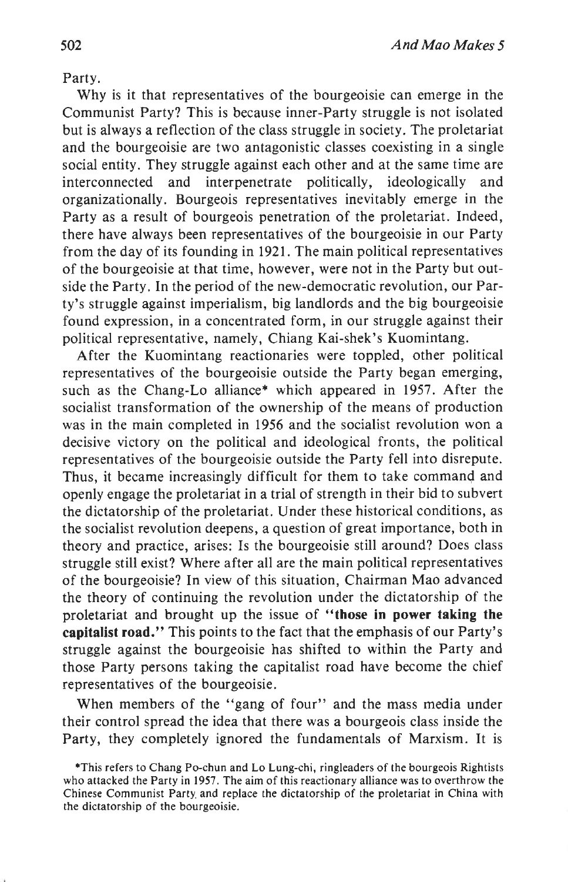Party.

Why is it that representatives of the bourgeoisie can emerge in the Communist Party? This is because inner-Party struggle is not isolated but is always a reflection of the class struggle in society. The proletariat and the bourgeoisie are two antagonistic classes coexisting in a single social entity. They struggle against each other and at the same time are interconnected and interpenetrate politically, ideologically and organizationally. Bourgeois representatives inevitably emerge in the Party as a result of bourgeois penetration of the proletariat. Indeed, there have always been representatives of the bourgeoisie in our Party from the day of its founding in 1921. The main political representatives of the bourgeoisie at that time, however, were not in the Party but outside the Party. In the period of the new-democratic revolution, our Party's struggle against imperialism, big landlords and the big bourgeoisie found expression, in a concentrated form, in our struggle against their political representative, namely, Chiang Kai-shek's Kuomintang.

After the Kuomintang reactionaries were toppled, other political representatives of the bourgeoisie outside the Party began emerging, such as the Chang-Lo alliance* which appeared in 1957. After the socialist transformation of the ownership of the means of production was in the main completed in 1956 and the socialist revolution won a decisive victory on the political and ideological fronts, the political representatives of the bourgeoisie outside the Party fell into disrepute. Thus, it became increasingly difficult for them to take command and openly engage the proletariat in a trial of strength in their bid to subvert the dictatorship of the proletariat. Under these historical conditions, as the socialist revolution deepens, a question of great importance, both in theory and practice, arises: Is the bourgeoisie still around? Does class struggle still exist? Where after all are the main political representatives of the bourgeoisie? In view of this situation, Chairman Mao advanced the theory of continuing the revolution under the dictatorship of the proletariat and brought up the issue of **"those in power taking the capitalist road."** This points to the fact that the emphasis of our Party's struggle against the bourgeoisie has shifted to within the Party and those Party persons taking the capitalist road have become the chief representatives of the bourgeoisie.

When members of the "gang of four" and the mass media under their control spread the idea that there was a bourgeois class inside the Party, they completely ignored the fundamentals of Marxism. It is

*This refers to Chang Po-chun and Lo Lung-chi, ringleaders of the bourgeois Rightists who attacked the Party in 1957. The aim of this reactionary alliance was to overthrow the Chinese Communist Party and replace the dictatorship of the proletariat in China with the dictatorship of the bourgeoisie.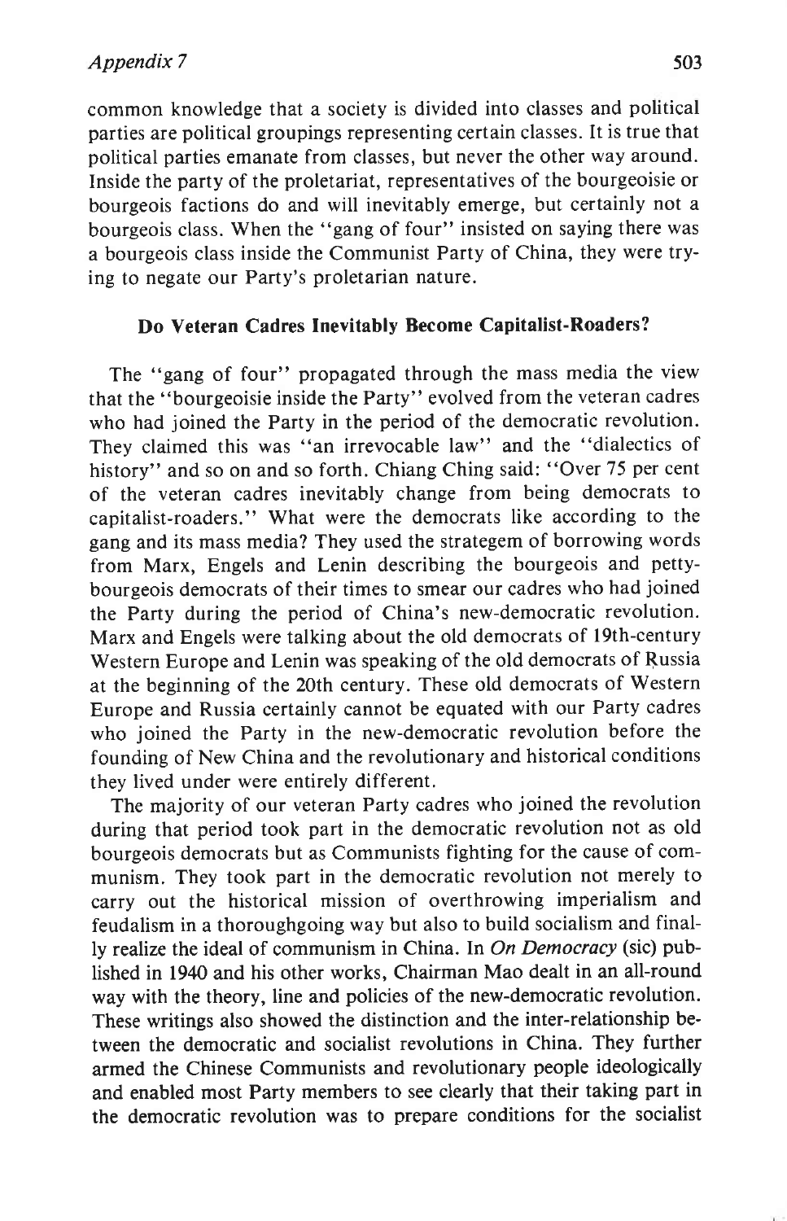common knowledge that a society is divided into classes and political parties are political groupings representing certain classes. It is true that political parties emanate from classes, but never the other way around. Inside the party of the proletariat, representatives of the bourgeoisie or bourgeois factions do and will inevitably emerge, but certainly not a bourgeois class. When the "gang of four" insisted on saying there was a bourgeois class inside the Communist Party of China, they were trying to negate our Party's proletarian nature.

### Do Veteran Cadres Inevitably Become Capitalist-Roaders?

The "gang of four" propagated through the mass media the view that the "bourgeoisie inside the Party" evolved from the veteran cadres who had joined the Party in the period of the democratic revolution. They claimed this was "an irrevocable law" and the "dialectics of history" and so on and so forth. Chiang Ching said: "Over 75 per cent of the veteran cadres inevitably change from being democrats to capitalist-roaders." What were the democrats like according to the gang and its mass media? They used the strategem of borrowing words from Marx, Engels and Lenin describing the bourgeois and petty-bourgeois democrats of their times to smear our cadres who had joined the Party during the period of China's new-democratic revolution. Marx and Engels were talking about the old democrats of 19th-century Western Europe and Lenin was speaking of the old democrats of Russia at the beginning of the 20th century. These old democrats of Western Europe and Russia certainly cannot be equated with our Party cadres who joined the Party in the new-democratic revolution before the founding of New China and the revolutionary and historical conditions they lived under were entirely different.

The majority of our veteran Party cadres who joined the revolution during that period took part in the democratic revolution not as old bourgeois democrats but as Communists fighting for the cause of communism. They took part in the democratic revolution not merely to carry out the historical mission of overthrowing imperialism and feudalism in a thoroughgoing way but also to build socialism and finally realize the ideal of communism in China. In *On Democracy* (sic) published in 1940 and his other works, Chairman Mao dealt in an all-round way with the theory, line and policies of the new-democratic revolution. These writings also showed the distinction and the inter-relationship between the democratic and socialist revolutions in China. They further armed the Chinese Communists and revolutionary people ideologically and enabled most Party members to see clearly that their taking part in the democratic revolution was to prepare conditions for the socialist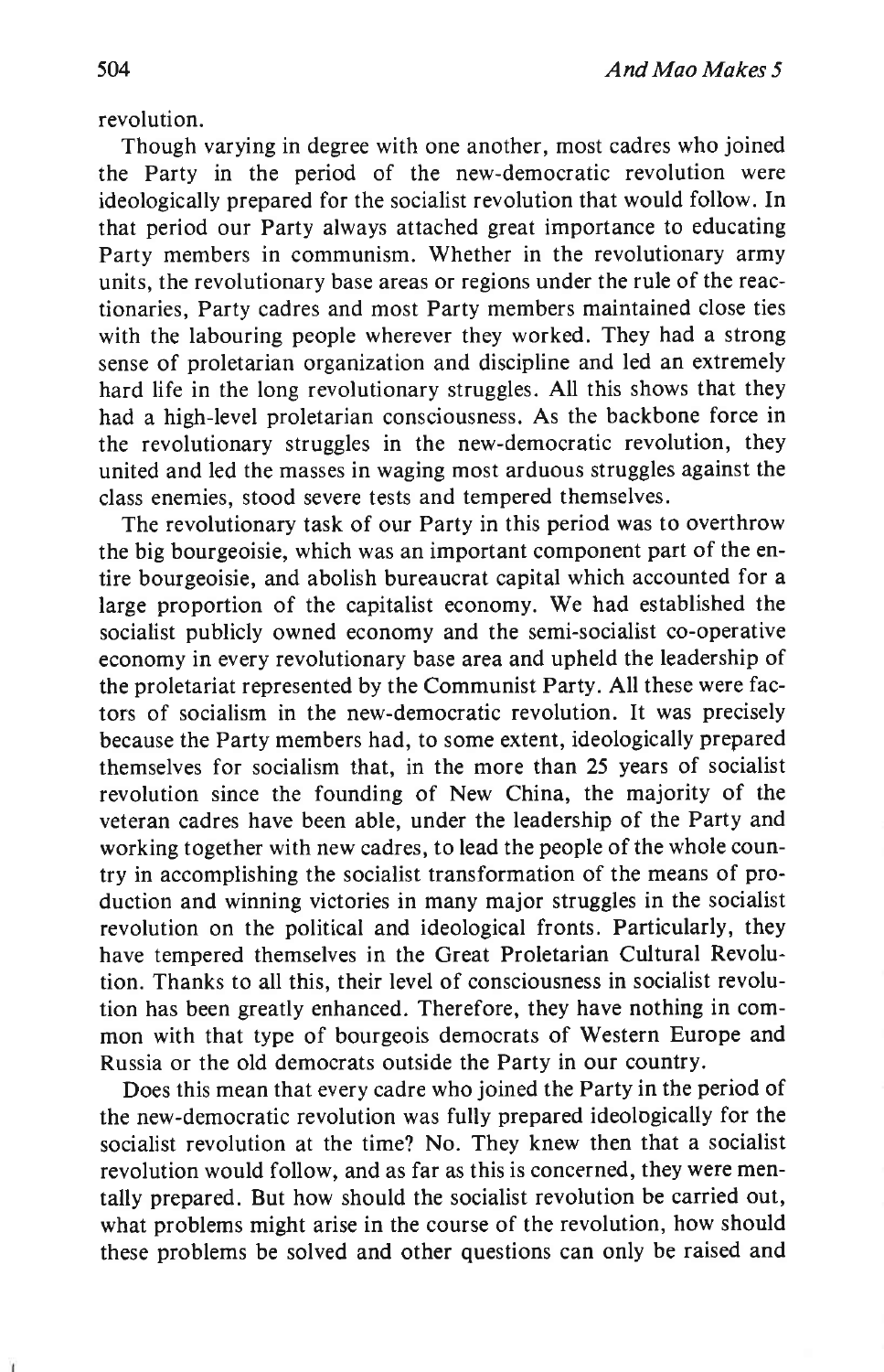revolution.

Though varying in degree with one another, most cadres who joined the Party in the period of the new-democratic revolution were ideologically prepared for the socialist revolution that would follow. In that period our Party always attached great importance to educating Party members in communism. Whether in the revolutionary army units, the revolutionary base areas or regions under the rule of the reactionaries, Party cadres and most Party members maintained close ties with the labouring people wherever they worked. They had a strong sense of proletarian organization and discipline and led an extremely hard life in the long revolutionary struggles. All this shows that they had a high-level proletarian consciousness. As the backbone force in the revolutionary struggles in the new-democratic revolution, they united and led the masses in waging most arduous struggles against the class enemies, stood severe tests and tempered themselves.

The revolutionary task of our Party in this period was to overthrow the big bourgeoisie, which was an important component part of the entire bourgeoisie, and abolish bureaucrat capital which accounted for a large proportion of the capitalist economy. We had established the socialist publicly owned economy and the semi-socialist co-operative economy in every revolutionary base area and upheld the leadership of the proletariat represented by the Communist Party. All these were factors of socialism in the new-democratic revolution. It was precisely because the Party members had, to some extent, ideologically prepared themselves for socialism that, in the more than 25 years of socialist revolution since the founding of New China, the majority of the veteran cadres have been able, under the leadership of the Party and working together with new cadres, to lead the people of the whole country in accomplishing the socialist transformation of the means of production and winning victories in many major struggles in the socialist revolution on the political and ideological fronts. Particularly, they have tempered themselves in the Great Proletarian Cultural Revolution. Thanks to all this, their level of consciousness in socialist revolution has been greatly enhanced. Therefore, they have nothing in common with that type of bourgeois democrats of Western Europe and Russia or the old democrats outside the Party in our country.

Does this mean that every cadre who joined the Party in the period of the new-democratic revolution was fully prepared ideologically for the socialist revolution at the time? No. They knew then that a socialist revolution would follow, and as far as this is concerned, they were mentally prepared. But how should the socialist revolution be carried out, what problems might arise in the course of the revolution, how should these problems be solved and other questions can only be raised and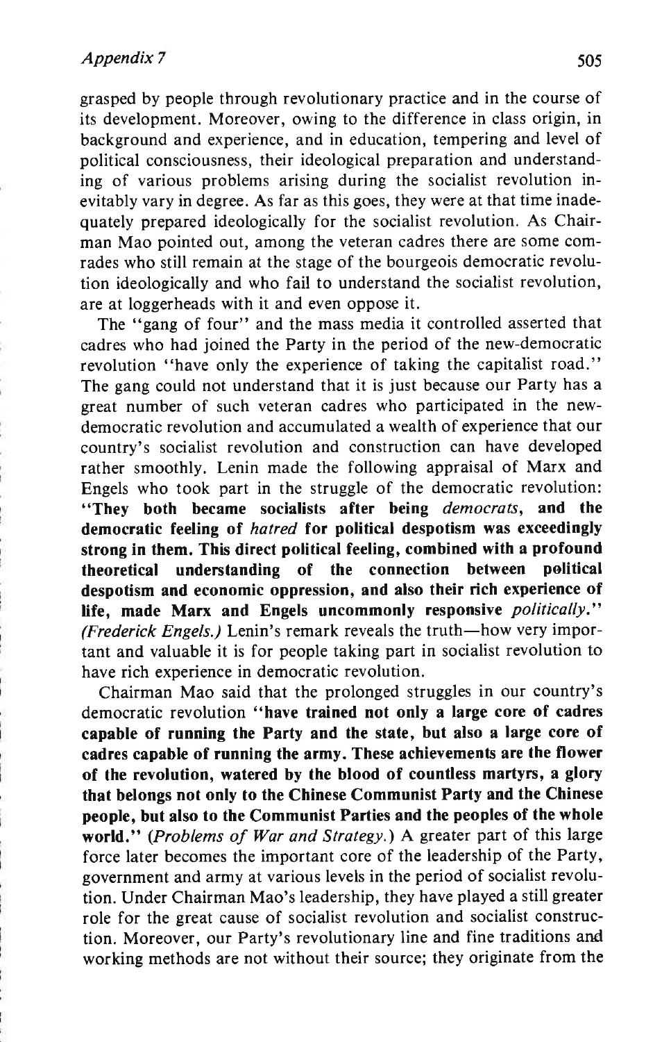grasped by people through revolutionary practice and in the course of its development. Moreover, owing to the difference in class origin, in background and experience, and in education, tempering and level of political consciousness, their ideological preparation and understanding of various problems arising during the socialist revolution inevitably vary in degree. As far as this goes, they were at that time inadequately prepared ideologically for the socialist revolution. As Chairman Mao pointed out, among the veteran cadres there are some comrades who still remain at the stage of the bourgeois democratic revolution ideologically and who fail to understand the socialist revolution, are at loggerheads with it and even oppose it.

The "gang of four" and the mass media it controlled asserted that cadres who had joined the Party in the period of the new-democratic revolution "have only the experience of taking the capitalist road." The gang could not understand that it is just because our Party has a great number of such veteran cadres who participated in the new-democratic revolution and accumulated a wealth of experience that our country's socialist revolution and construction can have developed rather smoothly. Lenin made the following appraisal of Marx and Engels who took part in the struggle of the democratic revolution: **"They both became socialists after being *democrats*, and the democratic feeling of *hatred* for political despotism was exceedingly strong in them. This direct political feeling, combined with a profound theoretical understanding of the connection between political despotism and economic oppression, and also their rich experience of life, made Marx and Engels uncommonly responsive *politically*."** *(Frederick Engels.)* Lenin's remark reveals the truth—how very important and valuable it is for people taking part in socialist revolution to have rich experience in democratic revolution.

Chairman Mao said that the prolonged struggles in our country's democratic revolution **"have trained not only a large core of cadres capable of running the Party and the state, but also a large core of cadres capable of running the army. These achievements are the flower of the revolution, watered by the blood of countless martyrs, a glory that belongs not only to the Chinese Communist Party and the Chinese people, but also to the Communist Parties and the peoples of the whole world."** (*Problems of War and Strategy.*) A greater part of this large force later becomes the important core of the leadership of the Party, government and army at various levels in the period of socialist revolution. Under Chairman Mao's leadership, they have played a still greater role for the great cause of socialist revolution and socialist construction. Moreover, our Party's revolutionary line and fine traditions and working methods are not without their source; they originate from the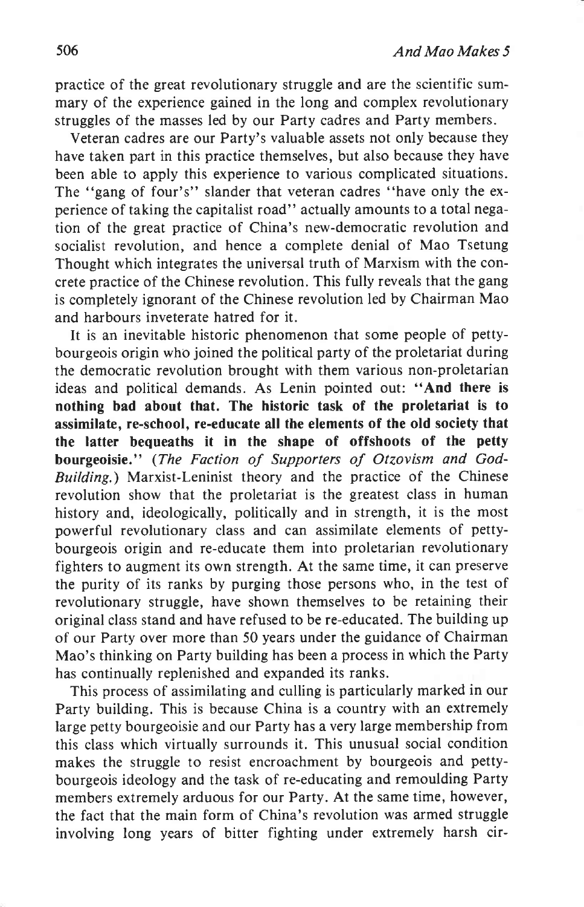practice of the great revolutionary struggle and are the scientific summary of the experience gained in the long and complex revolutionary struggles of the masses led by our Party cadres and Party members.

Veteran cadres are our Party's valuable assets not only because they have taken part in this practice themselves, but also because they have been able to apply this experience to various complicated situations. The "gang of four's" slander that veteran cadres "have only the experience of taking the capitalist road" actually amounts to a total negation of the great practice of China's new-democratic revolution and socialist revolution, and hence a complete denial of Mao Tsetung Thought which integrates the universal truth of Marxism with the concrete practice of the Chinese revolution. This fully reveals that the gang is completely ignorant of the Chinese revolution led by Chairman Mao and harbours inveterate hatred for it.

It is an inevitable historic phenomenon that some people of petty-bourgeois origin who joined the political party of the proletariat during the democratic revolution brought with them various non-proletarian ideas and political demands. As Lenin pointed out: **"And there is nothing bad about that. The historic task of the proletariat is to assimilate, re-school, re-educate all the elements of the old society that the latter bequeaths it in the shape of offshoots of the petty bourgeoisie."** (*The Faction of Supporters of Otzovism and God-Building.*) Marxist-Leninist theory and the practice of the Chinese revolution show that the proletariat is the greatest class in human history and, ideologically, politically and in strength, it is the most powerful revolutionary class and can assimilate elements of petty-bourgeois origin and re-educate them into proletarian revolutionary fighters to augment its own strength. At the same time, it can preserve the purity of its ranks by purging those persons who, in the test of revolutionary struggle, have shown themselves to be retaining their original class stand and have refused to be re-educated. The building up of our Party over more than 50 years under the guidance of Chairman Mao's thinking on Party building has been a process in which the Party has continually replenished and expanded its ranks.

This process of assimilating and culling is particularly marked in our Party building. This is because China is a country with an extremely large petty bourgeoisie and our Party has a very large membership from this class which virtually surrounds it. This unusual social condition makes the struggle to resist encroachment by bourgeois and petty-bourgeois ideology and the task of re-educating and remoulding Party members extremely arduous for our Party. At the same time, however, the fact that the main form of China's revolution was armed struggle involving long years of bitter fighting under extremely harsh cir-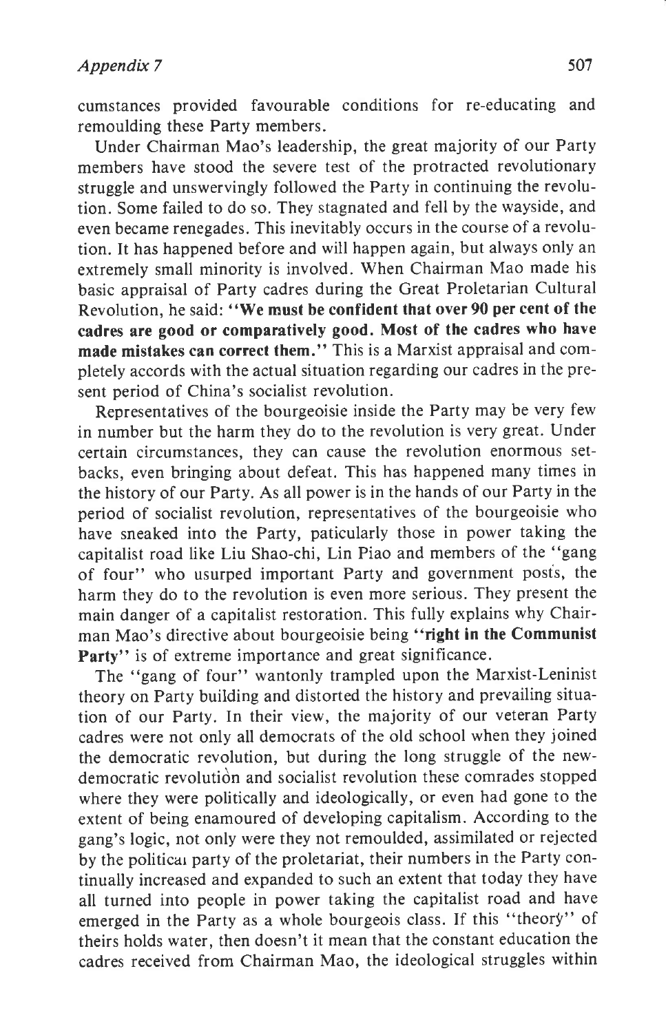cumstances provided favourable conditions for re-educating and remoulding these Party members.

Under Chairman Mao's leadership, the great majority of our Party members have stood the severe test of the protracted revolutionary struggle and unswervingly followed the Party in continuing the revolution. Some failed to do so. They stagnated and fell by the wayside, and even became renegades. This inevitably occurs in the course of a revolution. It has happened before and will happen again, but always only an extremely small minority is involved. When Chairman Mao made his basic appraisal of Party cadres during the Great Proletarian Cultural Revolution, he said: **"We must be confident that over 90 per cent of the cadres are good or comparatively good. Most of the cadres who have made mistakes can correct them."** This is a Marxist appraisal and completely accords with the actual situation regarding our cadres in the present period of China's socialist revolution.

Representatives of the bourgeoisie inside the Party may be very few in number but the harm they do to the revolution is very great. Under certain circumstances, they can cause the revolution enormous setbacks, even bringing about defeat. This has happened many times in the history of our Party. As all power is in the hands of our Party in the period of socialist revolution, representatives of the bourgeoisie who have sneaked into the Party, paticularly those in power taking the capitalist road like Liu Shao-chi, Lin Piao and members of the "gang of four" who usurped important Party and government posts, the harm they do to the revolution is even more serious. They present the main danger of a capitalist restoration. This fully explains why Chairman Mao's directive about bourgeoisie being **"right in the Communist Party"** is of extreme importance and great significance.

The "gang of four" wantonly trampled upon the Marxist-Leninist theory on Party building and distorted the history and prevailing situation of our Party. In their view, the majority of our veteran Party cadres were not only all democrats of the old school when they joined the democratic revolution, but during the long struggle of the new-democratic revolution and socialist revolution these comrades stopped where they were politically and ideologically, or even had gone to the extent of being enamoured of developing capitalism. According to the gang's logic, not only were they not remoulded, assimilated or rejected by the political party of the proletariat, their numbers in the Party continually increased and expanded to such an extent that today they have all turned into people in power taking the capitalist road and have emerged in the Party as a whole bourgeois class. If this "theory" of theirs holds water, then doesn't it mean that the constant education the cadres received from Chairman Mao, the ideological struggles within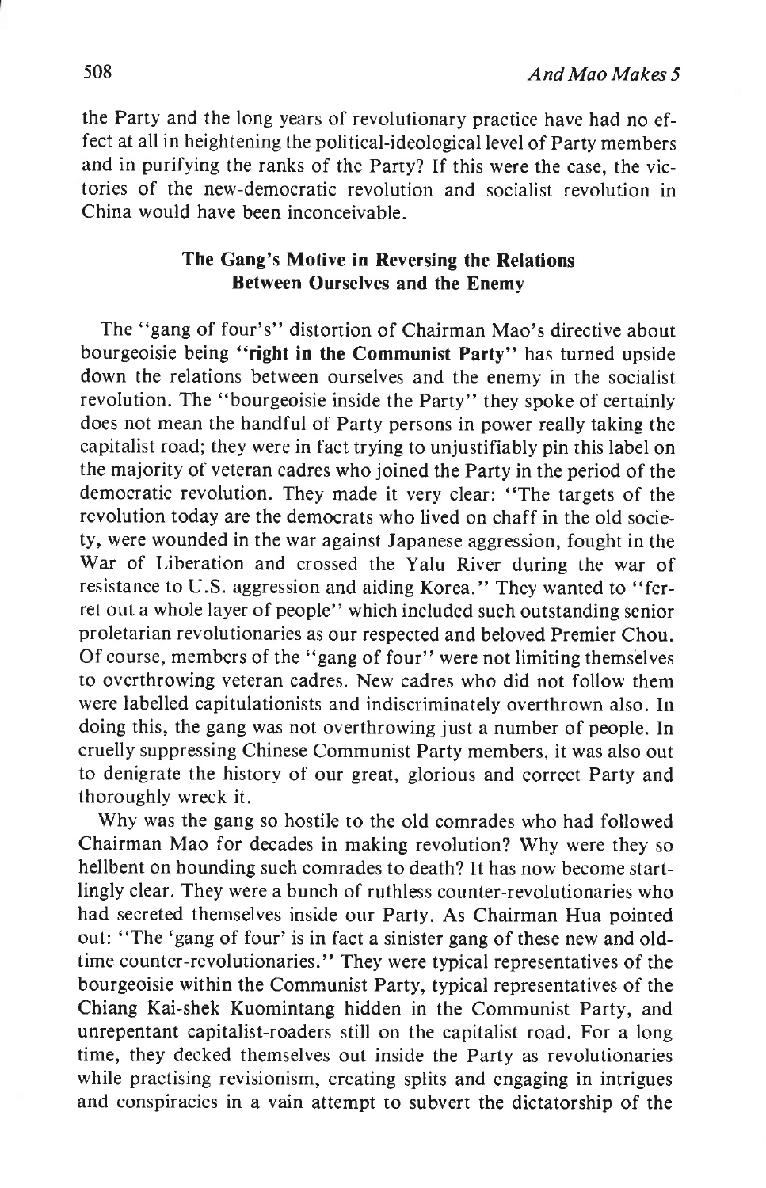the Party and the long years of revolutionary practice have had no effect at all in heightening the political-ideological level of Party members and in purifying the ranks of the Party? If this were the case, the victories of the new-democratic revolution and socialist revolution in China would have been inconceivable.

## The Gang's Motive in Reversing the Relations Between Ourselves and the Enemy

The "gang of four's" distortion of Chairman Mao's directive about bourgeoisie being **"right in the Communist Party"** has turned upside down the relations between ourselves and the enemy in the socialist revolution. The "bourgeoisie inside the Party" they spoke of certainly does not mean the handful of Party persons in power really taking the capitalist road; they were in fact trying to unjustifiably pin this label on the majority of veteran cadres who joined the Party in the period of the democratic revolution. They made it very clear: "The targets of the revolution today are the democrats who lived on chaff in the old society, were wounded in the war against Japanese aggression, fought in the War of Liberation and crossed the Yalu River during the war of resistance to U.S. aggression and aiding Korea." They wanted to "ferret out a whole layer of people" which included such outstanding senior proletarian revolutionaries as our respected and beloved Premier Chou. Of course, members of the "gang of four" were not limiting themselves to overthrowing veteran cadres. New cadres who did not follow them were labelled capitulationists and indiscriminately overthrown also. In doing this, the gang was not overthrowing just a number of people. In cruelly suppressing Chinese Communist Party members, it was also out to denigrate the history of our great, glorious and correct Party and thoroughly wreck it.

Why was the gang so hostile to the old comrades who had followed Chairman Mao for decades in making revolution? Why were they so hellbent on hounding such comrades to death? It has now become startlingly clear. They were a bunch of ruthless counter-revolutionaries who had secreted themselves inside our Party. As Chairman Hua pointed out: "The 'gang of four' is in fact a sinister gang of these new and old-time counter-revolutionaries." They were typical representatives of the bourgeoisie within the Communist Party, typical representatives of the Chiang Kai-shek Kuomintang hidden in the Communist Party, and unrepentant capitalist-roaders still on the capitalist road. For a long time, they decked themselves out inside the Party as revolutionaries while practising revisionism, creating splits and engaging in intrigues and conspiracies in a vain attempt to subvert the dictatorship of the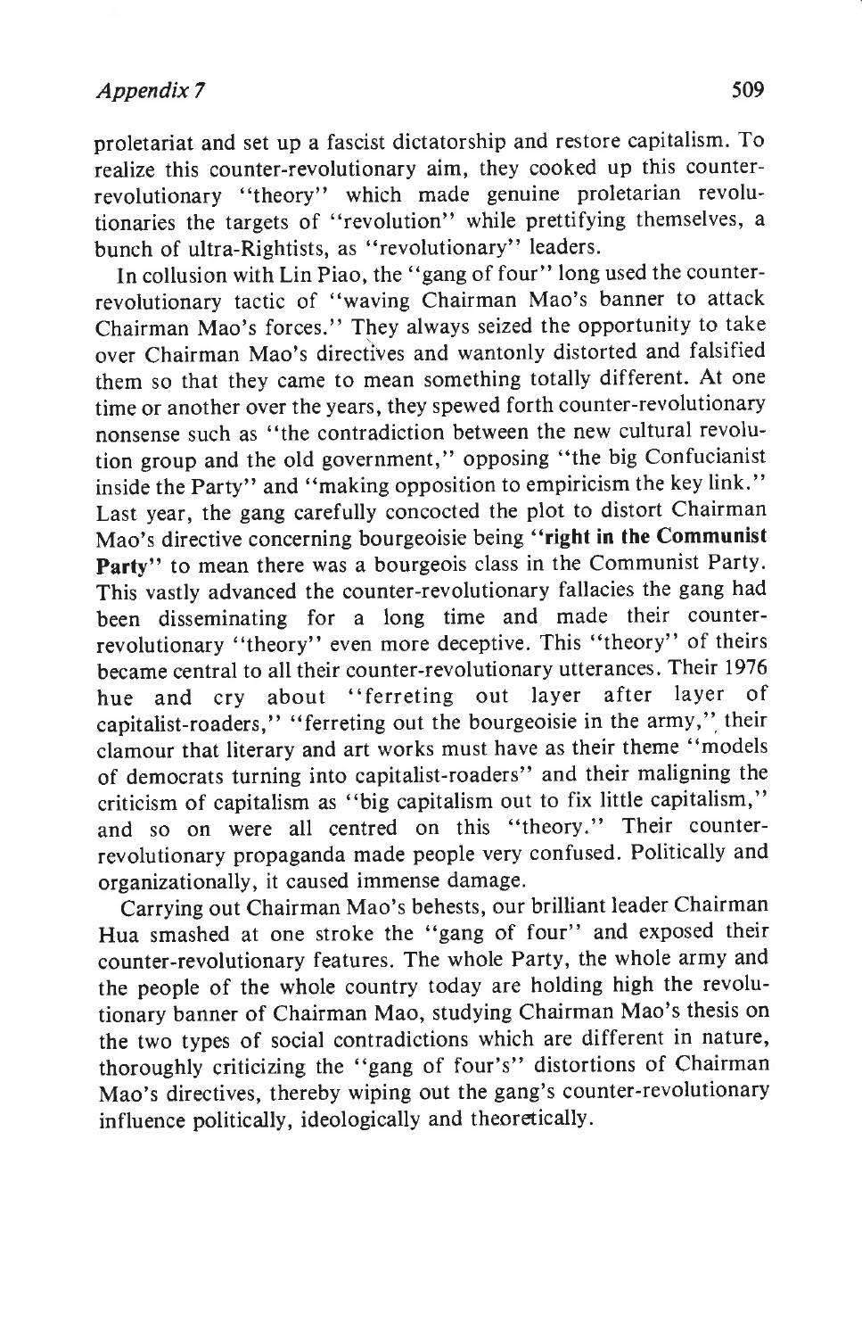proletariat and set up a fascist dictatorship and restore capitalism. To realize this counter-revolutionary aim, they cooked up this counter-revolutionary "theory" which made genuine proletarian revolutionaries the targets of "revolution" while prettifying themselves, a bunch of ultra-Rightists, as "revolutionary" leaders.

In collusion with Lin Piao, the "gang of four" long used the counter-revolutionary tactic of "waving Chairman Mao's banner to attack Chairman Mao's forces." They always seized the opportunity to take over Chairman Mao's directives and wantonly distorted and falsified them so that they came to mean something totally different. At one time or another over the years, they spewed forth counter-revolutionary nonsense such as "the contradiction between the new cultural revolution group and the old government," opposing "the big Confucianist inside the Party" and "making opposition to empiricism the key link." Last year, the gang carefully concocted the plot to distort Chairman Mao's directive concerning bourgeoisie being **"right in the Communist Party"** to mean there was a bourgeois class in the Communist Party. This vastly advanced the counter-revolutionary fallacies the gang had been disseminating for a long time and made their counter-revolutionary "theory" even more deceptive. This "theory" of theirs became central to all their counter-revolutionary utterances. Their 1976 hue and cry about "ferreting out layer after layer of capitalist-roaders," "ferreting out the bourgeoisie in the army," their clamour that literary and art works must have as their theme "models of democrats turning into capitalist-roaders" and their maligning the criticism of capitalism as "big capitalism out to fix little capitalism," and so on were all centred on this "theory." Their counter-revolutionary propaganda made people very confused. Politically and organizationally, it caused immense damage.

Carrying out Chairman Mao's behests, our brilliant leader Chairman Hua smashed at one stroke the "gang of four" and exposed their counter-revolutionary features. The whole Party, the whole army and the people of the whole country today are holding high the revolutionary banner of Chairman Mao, studying Chairman Mao's thesis on the two types of social contradictions which are different in nature, thoroughly criticizing the "gang of four's" distortions of Chairman Mao's directives, thereby wiping out the gang's counter-revolutionary influence politically, ideologically and theoretically.